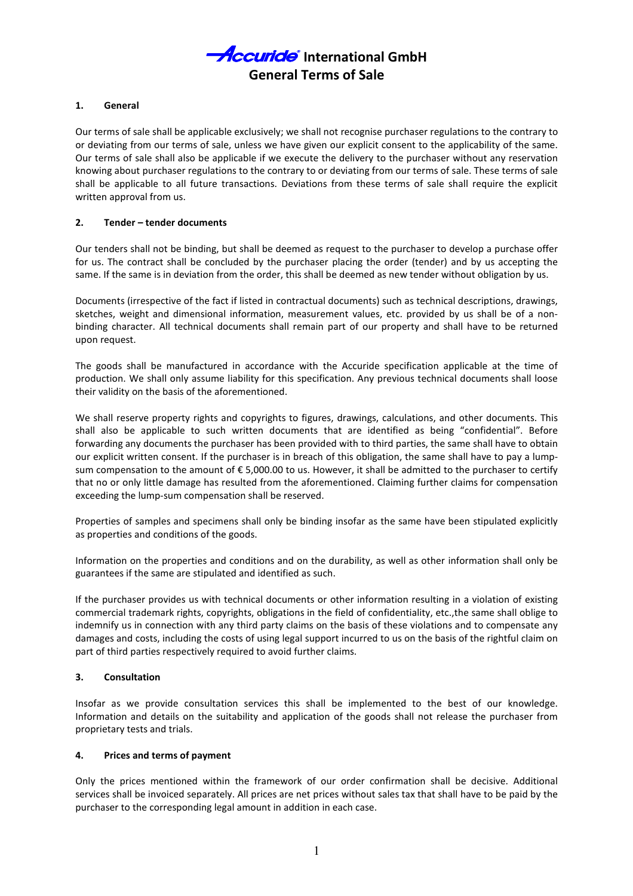# Accuride® International GmbH
# General Terms of Sale

## 1. General

Our terms of sale shall be applicable exclusively; we shall not recognise purchaser regulations to the contrary to or deviating from our terms of sale, unless we have given our explicit consent to the applicability of the same. Our terms of sale shall also be applicable if we execute the delivery to the purchaser without any reservation knowing about purchaser regulations to the contrary to or deviating from our terms of sale. These terms of sale shall be applicable to all future transactions. Deviations from these terms of sale shall require the explicit written approval from us.

## 2. Tender – tender documents

Our tenders shall not be binding, but shall be deemed as request to the purchaser to develop a purchase offer for us. The contract shall be concluded by the purchaser placing the order (tender) and by us accepting the same. If the same is in deviation from the order, this shall be deemed as new tender without obligation by us.

Documents (irrespective of the fact if listed in contractual documents) such as technical descriptions, drawings, sketches, weight and dimensional information, measurement values, etc. provided by us shall be of a non-binding character. All technical documents shall remain part of our property and shall have to be returned upon request.

The goods shall be manufactured in accordance with the Accuride specification applicable at the time of production. We shall only assume liability for this specification. Any previous technical documents shall loose their validity on the basis of the aforementioned.

We shall reserve property rights and copyrights to figures, drawings, calculations, and other documents. This shall also be applicable to such written documents that are identified as being "confidential". Before forwarding any documents the purchaser has been provided with to third parties, the same shall have to obtain our explicit written consent. If the purchaser is in breach of this obligation, the same shall have to pay a lump-sum compensation to the amount of € 5,000.00 to us. However, it shall be admitted to the purchaser to certify that no or only little damage has resulted from the aforementioned. Claiming further claims for compensation exceeding the lump-sum compensation shall be reserved.

Properties of samples and specimens shall only be binding insofar as the same have been stipulated explicitly as properties and conditions of the goods.

Information on the properties and conditions and on the durability, as well as other information shall only be guarantees if the same are stipulated and identified as such.

If the purchaser provides us with technical documents or other information resulting in a violation of existing commercial trademark rights, copyrights, obligations in the field of confidentiality, etc.,the same shall oblige to indemnify us in connection with any third party claims on the basis of these violations and to compensate any damages and costs, including the costs of using legal support incurred to us on the basis of the rightful claim on part of third parties respectively required to avoid further claims.

## 3. Consultation

Insofar as we provide consultation services this shall be implemented to the best of our knowledge. Information and details on the suitability and application of the goods shall not release the purchaser from proprietary tests and trials.

## 4. Prices and terms of payment

Only the prices mentioned within the framework of our order confirmation shall be decisive. Additional services shall be invoiced separately. All prices are net prices without sales tax that shall have to be paid by the purchaser to the corresponding legal amount in addition in each case.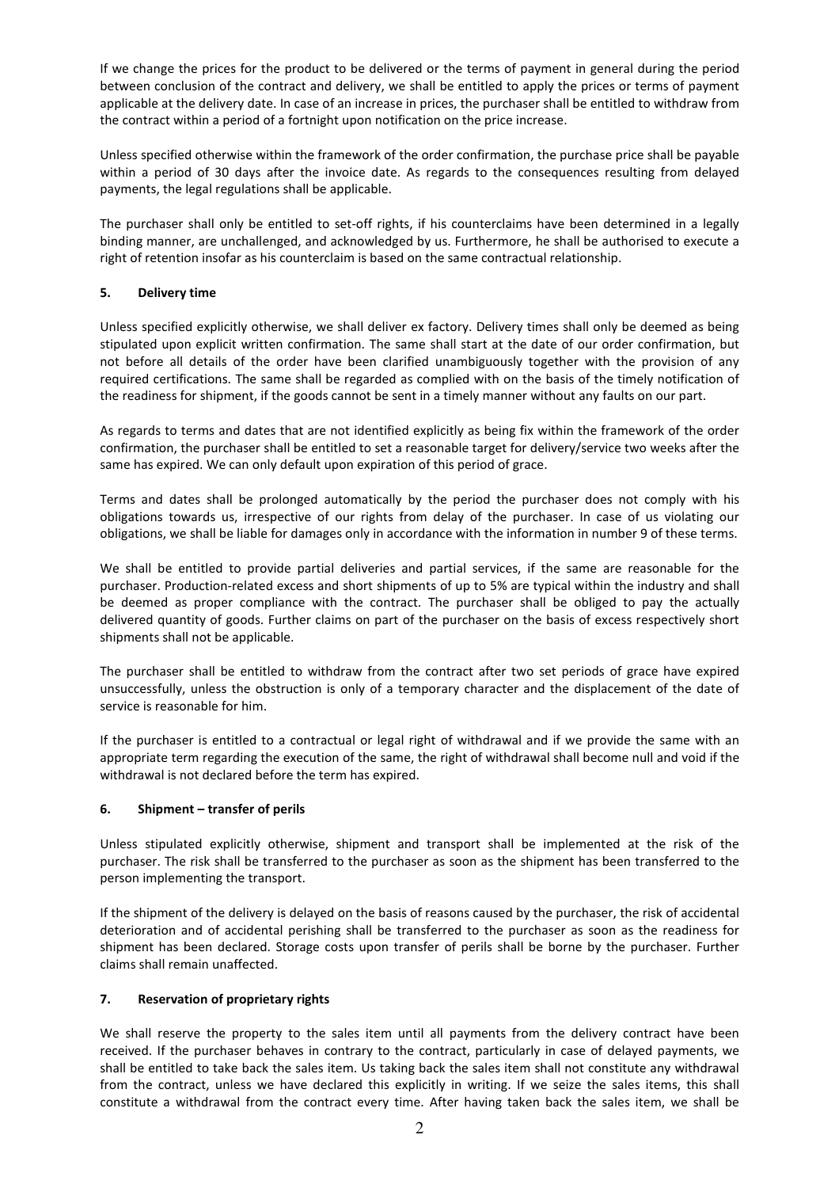If we change the prices for the product to be delivered or the terms of payment in general during the period between conclusion of the contract and delivery, we shall be entitled to apply the prices or terms of payment applicable at the delivery date. In case of an increase in prices, the purchaser shall be entitled to withdraw from the contract within a period of a fortnight upon notification on the price increase.

Unless specified otherwise within the framework of the order confirmation, the purchase price shall be payable within a period of 30 days after the invoice date. As regards to the consequences resulting from delayed payments, the legal regulations shall be applicable.

The purchaser shall only be entitled to set-off rights, if his counterclaims have been determined in a legally binding manner, are unchallenged, and acknowledged by us. Furthermore, he shall be authorised to execute a right of retention insofar as his counterclaim is based on the same contractual relationship.

## 5. Delivery time

Unless specified explicitly otherwise, we shall deliver ex factory. Delivery times shall only be deemed as being stipulated upon explicit written confirmation. The same shall start at the date of our order confirmation, but not before all details of the order have been clarified unambiguously together with the provision of any required certifications. The same shall be regarded as complied with on the basis of the timely notification of the readiness for shipment, if the goods cannot be sent in a timely manner without any faults on our part.

As regards to terms and dates that are not identified explicitly as being fix within the framework of the order confirmation, the purchaser shall be entitled to set a reasonable target for delivery/service two weeks after the same has expired. We can only default upon expiration of this period of grace.

Terms and dates shall be prolonged automatically by the period the purchaser does not comply with his obligations towards us, irrespective of our rights from delay of the purchaser. In case of us violating our obligations, we shall be liable for damages only in accordance with the information in number 9 of these terms.

We shall be entitled to provide partial deliveries and partial services, if the same are reasonable for the purchaser. Production-related excess and short shipments of up to 5% are typical within the industry and shall be deemed as proper compliance with the contract. The purchaser shall be obliged to pay the actually delivered quantity of goods. Further claims on part of the purchaser on the basis of excess respectively short shipments shall not be applicable.

The purchaser shall be entitled to withdraw from the contract after two set periods of grace have expired unsuccessfully, unless the obstruction is only of a temporary character and the displacement of the date of service is reasonable for him.

If the purchaser is entitled to a contractual or legal right of withdrawal and if we provide the same with an appropriate term regarding the execution of the same, the right of withdrawal shall become null and void if the withdrawal is not declared before the term has expired.

## 6. Shipment – transfer of perils

Unless stipulated explicitly otherwise, shipment and transport shall be implemented at the risk of the purchaser. The risk shall be transferred to the purchaser as soon as the shipment has been transferred to the person implementing the transport.

If the shipment of the delivery is delayed on the basis of reasons caused by the purchaser, the risk of accidental deterioration and of accidental perishing shall be transferred to the purchaser as soon as the readiness for shipment has been declared. Storage costs upon transfer of perils shall be borne by the purchaser. Further claims shall remain unaffected.

## 7. Reservation of proprietary rights

We shall reserve the property to the sales item until all payments from the delivery contract have been received. If the purchaser behaves in contrary to the contract, particularly in case of delayed payments, we shall be entitled to take back the sales item. Us taking back the sales item shall not constitute any withdrawal from the contract, unless we have declared this explicitly in writing. If we seize the sales items, this shall constitute a withdrawal from the contract every time. After having taken back the sales item, we shall be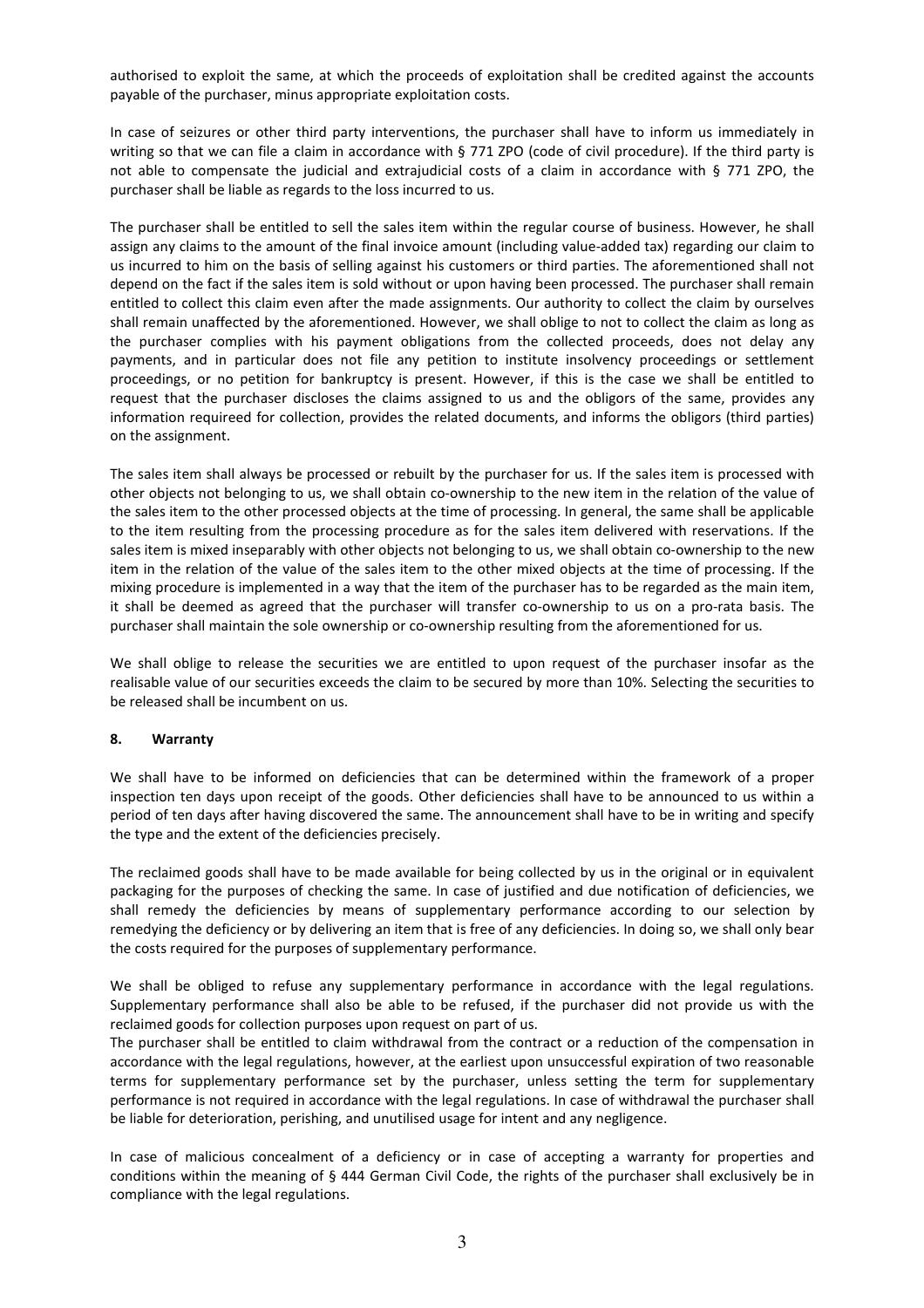authorised to exploit the same, at which the proceeds of exploitation shall be credited against the accounts payable of the purchaser, minus appropriate exploitation costs.

In case of seizures or other third party interventions, the purchaser shall have to inform us immediately in writing so that we can file a claim in accordance with § 771 ZPO (code of civil procedure). If the third party is not able to compensate the judicial and extrajudicial costs of a claim in accordance with § 771 ZPO, the purchaser shall be liable as regards to the loss incurred to us.

The purchaser shall be entitled to sell the sales item within the regular course of business. However, he shall assign any claims to the amount of the final invoice amount (including value-added tax) regarding our claim to us incurred to him on the basis of selling against his customers or third parties. The aforementioned shall not depend on the fact if the sales item is sold without or upon having been processed. The purchaser shall remain entitled to collect this claim even after the made assignments. Our authority to collect the claim by ourselves shall remain unaffected by the aforementioned. However, we shall oblige to not to collect the claim as long as the purchaser complies with his payment obligations from the collected proceeds, does not delay any payments, and in particular does not file any petition to institute insolvency proceedings or settlement proceedings, or no petition for bankruptcy is present. However, if this is the case we shall be entitled to request that the purchaser discloses the claims assigned to us and the obligors of the same, provides any information requireed for collection, provides the related documents, and informs the obligors (third parties) on the assignment.

The sales item shall always be processed or rebuilt by the purchaser for us. If the sales item is processed with other objects not belonging to us, we shall obtain co-ownership to the new item in the relation of the value of the sales item to the other processed objects at the time of processing. In general, the same shall be applicable to the item resulting from the processing procedure as for the sales item delivered with reservations. If the sales item is mixed inseparably with other objects not belonging to us, we shall obtain co-ownership to the new item in the relation of the value of the sales item to the other mixed objects at the time of processing. If the mixing procedure is implemented in a way that the item of the purchaser has to be regarded as the main item, it shall be deemed as agreed that the purchaser will transfer co-ownership to us on a pro-rata basis. The purchaser shall maintain the sole ownership or co-ownership resulting from the aforementioned for us.

We shall oblige to release the securities we are entitled to upon request of the purchaser insofar as the realisable value of our securities exceeds the claim to be secured by more than 10%. Selecting the securities to be released shall be incumbent on us.

## 8. Warranty

We shall have to be informed on deficiencies that can be determined within the framework of a proper inspection ten days upon receipt of the goods. Other deficiencies shall have to be announced to us within a period of ten days after having discovered the same. The announcement shall have to be in writing and specify the type and the extent of the deficiencies precisely.

The reclaimed goods shall have to be made available for being collected by us in the original or in equivalent packaging for the purposes of checking the same. In case of justified and due notification of deficiencies, we shall remedy the deficiencies by means of supplementary performance according to our selection by remedying the deficiency or by delivering an item that is free of any deficiencies. In doing so, we shall only bear the costs required for the purposes of supplementary performance.

We shall be obliged to refuse any supplementary performance in accordance with the legal regulations. Supplementary performance shall also be able to be refused, if the purchaser did not provide us with the reclaimed goods for collection purposes upon request on part of us.

The purchaser shall be entitled to claim withdrawal from the contract or a reduction of the compensation in accordance with the legal regulations, however, at the earliest upon unsuccessful expiration of two reasonable terms for supplementary performance set by the purchaser, unless setting the term for supplementary performance is not required in accordance with the legal regulations. In case of withdrawal the purchaser shall be liable for deterioration, perishing, and unutilised usage for intent and any negligence.

In case of malicious concealment of a deficiency or in case of accepting a warranty for properties and conditions within the meaning of § 444 German Civil Code, the rights of the purchaser shall exclusively be in compliance with the legal regulations.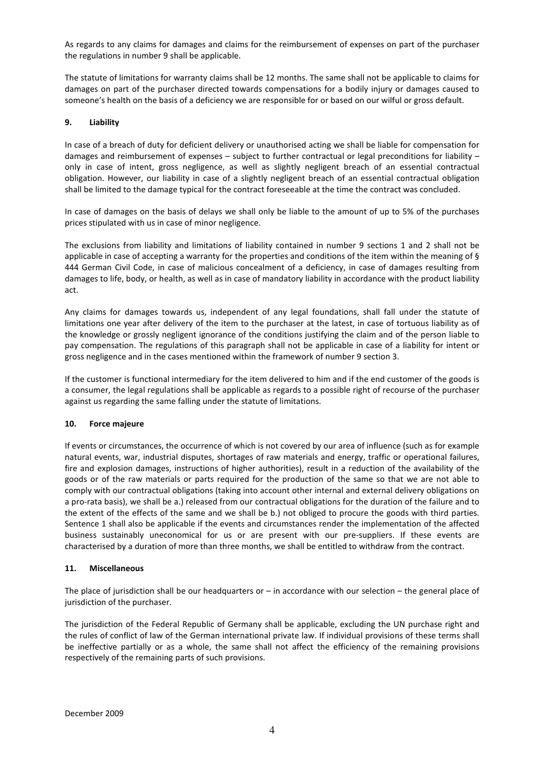As regards to any claims for damages and claims for the reimbursement of expenses on part of the purchaser the regulations in number 9 shall be applicable.

The statute of limitations for warranty claims shall be 12 months. The same shall not be applicable to claims for damages on part of the purchaser directed towards compensations for a bodily injury or damages caused to someone's health on the basis of a deficiency we are responsible for or based on our wilful or gross default.

## 9. Liability

In case of a breach of duty for deficient delivery or unauthorised acting we shall be liable for compensation for damages and reimbursement of expenses – subject to further contractual or legal preconditions for liability – only in case of intent, gross negligence, as well as slightly negligent breach of an essential contractual obligation. However, our liability in case of a slightly negligent breach of an essential contractual obligation shall be limited to the damage typical for the contract foreseeable at the time the contract was concluded.

In case of damages on the basis of delays we shall only be liable to the amount of up to 5% of the purchases prices stipulated with us in case of minor negligence.

The exclusions from liability and limitations of liability contained in number 9 sections 1 and 2 shall not be applicable in case of accepting a warranty for the properties and conditions of the item within the meaning of § 444 German Civil Code, in case of malicious concealment of a deficiency, in case of damages resulting from damages to life, body, or health, as well as in case of mandatory liability in accordance with the product liability act.

Any claims for damages towards us, independent of any legal foundations, shall fall under the statute of limitations one year after delivery of the item to the purchaser at the latest, in case of tortuous liability as of the knowledge or grossly negligent ignorance of the conditions justifying the claim and of the person liable to pay compensation. The regulations of this paragraph shall not be applicable in case of a liability for intent or gross negligence and in the cases mentioned within the framework of number 9 section 3.

If the customer is functional intermediary for the item delivered to him and if the end customer of the goods is a consumer, the legal regulations shall be applicable as regards to a possible right of recourse of the purchaser against us regarding the same falling under the statute of limitations.

## 10. Force majeure

If events or circumstances, the occurrence of which is not covered by our area of influence (such as for example natural events, war, industrial disputes, shortages of raw materials and energy, traffic or operational failures, fire and explosion damages, instructions of higher authorities), result in a reduction of the availability of the goods or of the raw materials or parts required for the production of the same so that we are not able to comply with our contractual obligations (taking into account other internal and external delivery obligations on a pro-rata basis), we shall be a.) released from our contractual obligations for the duration of the failure and to the extent of the effects of the same and we shall be b.) not obliged to procure the goods with third parties. Sentence 1 shall also be applicable if the events and circumstances render the implementation of the affected business sustainably uneconomical for us or are present with our pre-suppliers. If these events are characterised by a duration of more than three months, we shall be entitled to withdraw from the contract.

## 11. Miscellaneous

The place of jurisdiction shall be our headquarters or – in accordance with our selection – the general place of jurisdiction of the purchaser.

The jurisdiction of the Federal Republic of Germany shall be applicable, excluding the UN purchase right and the rules of conflict of law of the German international private law. If individual provisions of these terms shall be ineffective partially or as a whole, the same shall not affect the efficiency of the remaining provisions respectively of the remaining parts of such provisions.

December 2009